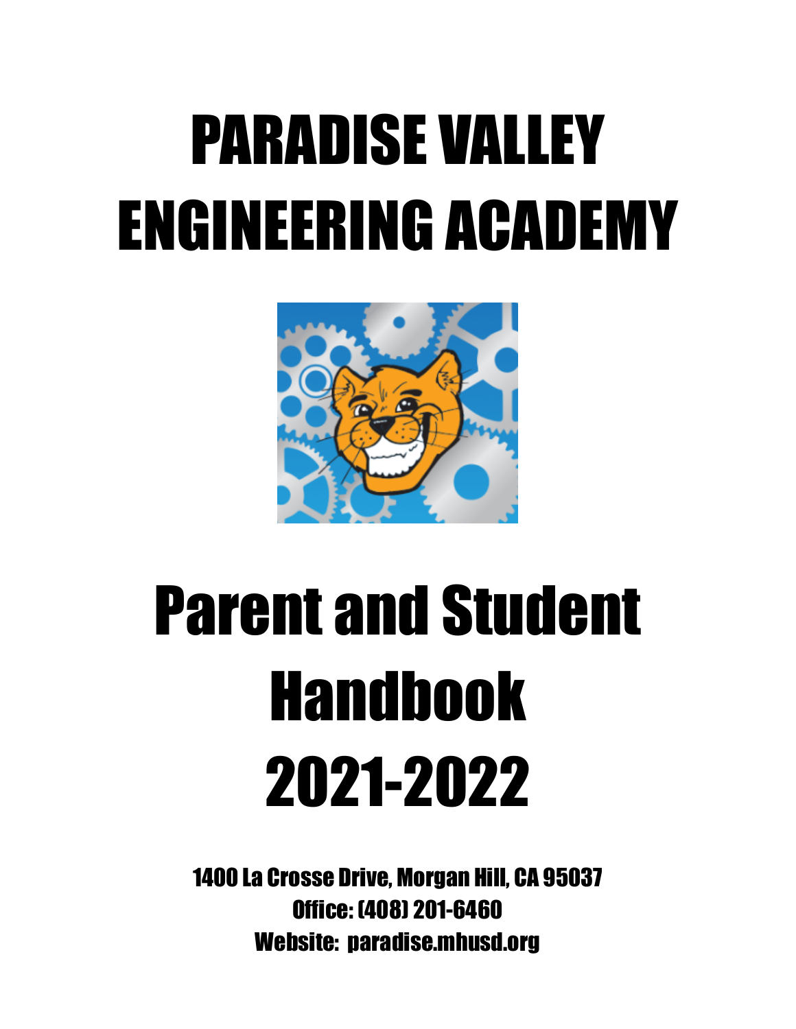# PARADISE VALLEY ENGINEERING ACADEMY

# Parent and Student Handbook 2021-2022

**1400 La Crosse Drive, Morgan Hill, CA 95037**
**Office: (408) 201-6460**
**Website: paradise.mhusd.org**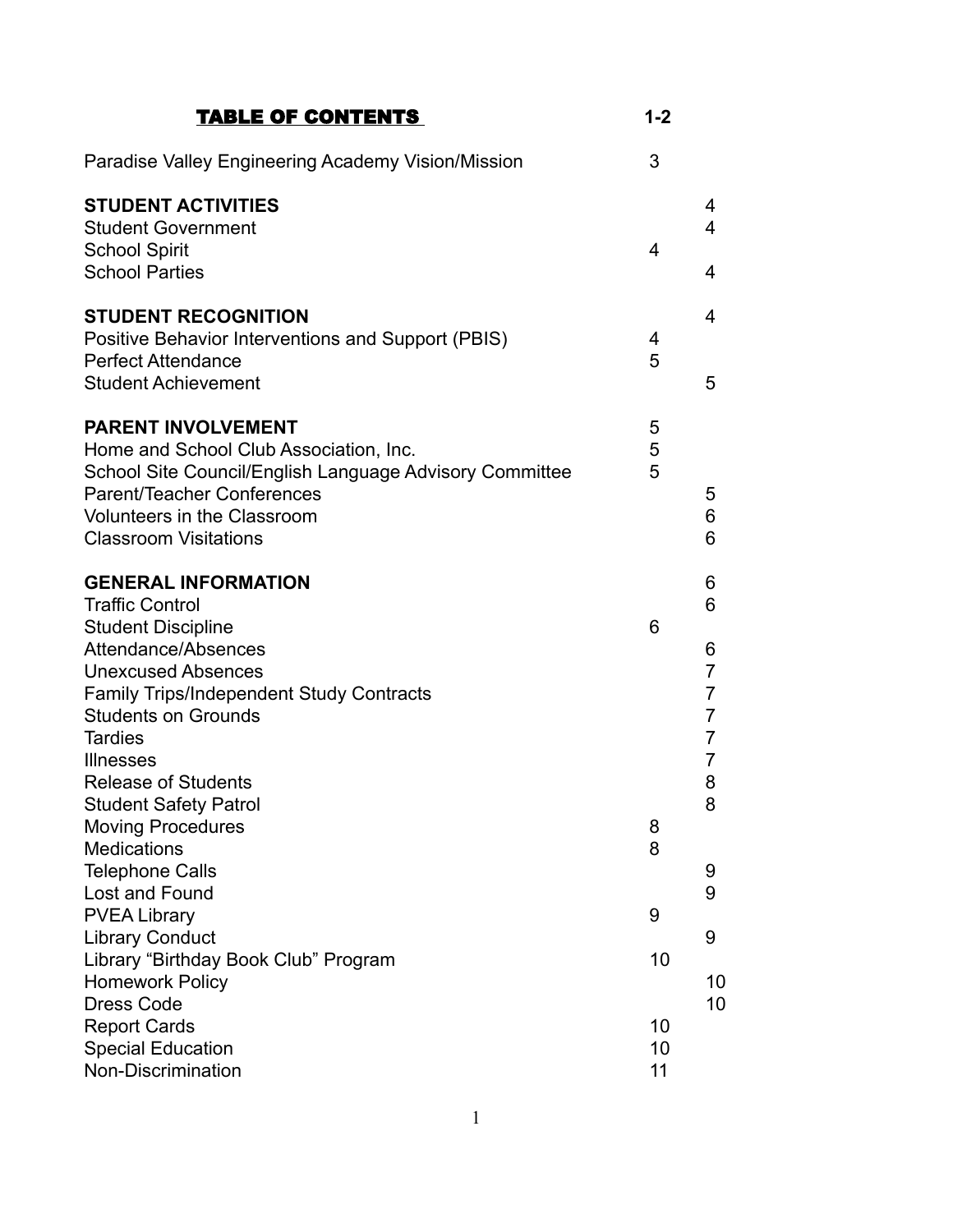# TABLE OF CONTENTS 1-2

| | | |
|---|---|---|
| Paradise Valley Engineering Academy Vision/Mission | 3 | |
| **STUDENT ACTIVITIES** | | 4 |
| Student Government | | 4 |
| School Spirit | 4 | |
| School Parties | | 4 |
| **STUDENT RECOGNITION** | | 4 |
| Positive Behavior Interventions and Support (PBIS) | 4 | |
| Perfect Attendance | 5 | |
| Student Achievement | | 5 |
| **PARENT INVOLVEMENT** | 5 | |
| Home and School Club Association, Inc. | 5 | |
| School Site Council/English Language Advisory Committee | 5 | |
| Parent/Teacher Conferences | | 5 |
| Volunteers in the Classroom | | 6 |
| Classroom Visitations | | 6 |
| **GENERAL INFORMATION** | | 6 |
| Traffic Control | | 6 |
| Student Discipline | 6 | |
| Attendance/Absences | | 6 |
| Unexcused Absences | | 7 |
| Family Trips/Independent Study Contracts | | 7 |
| Students on Grounds | | 7 |
| Tardies | | 7 |
| Illnesses | | 7 |
| Release of Students | | 8 |
| Student Safety Patrol | | 8 |
| Moving Procedures | 8 | |
| Medications | 8 | |
| Telephone Calls | | 9 |
| Lost and Found | | 9 |
| PVEA Library | 9 | |
| Library Conduct | | 9 |
| Library "Birthday Book Club" Program | 10 | |
| Homework Policy | | 10 |
| Dress Code | | 10 |
| Report Cards | 10 | |
| Special Education | 10 | |
| Non-Discrimination | 11 | |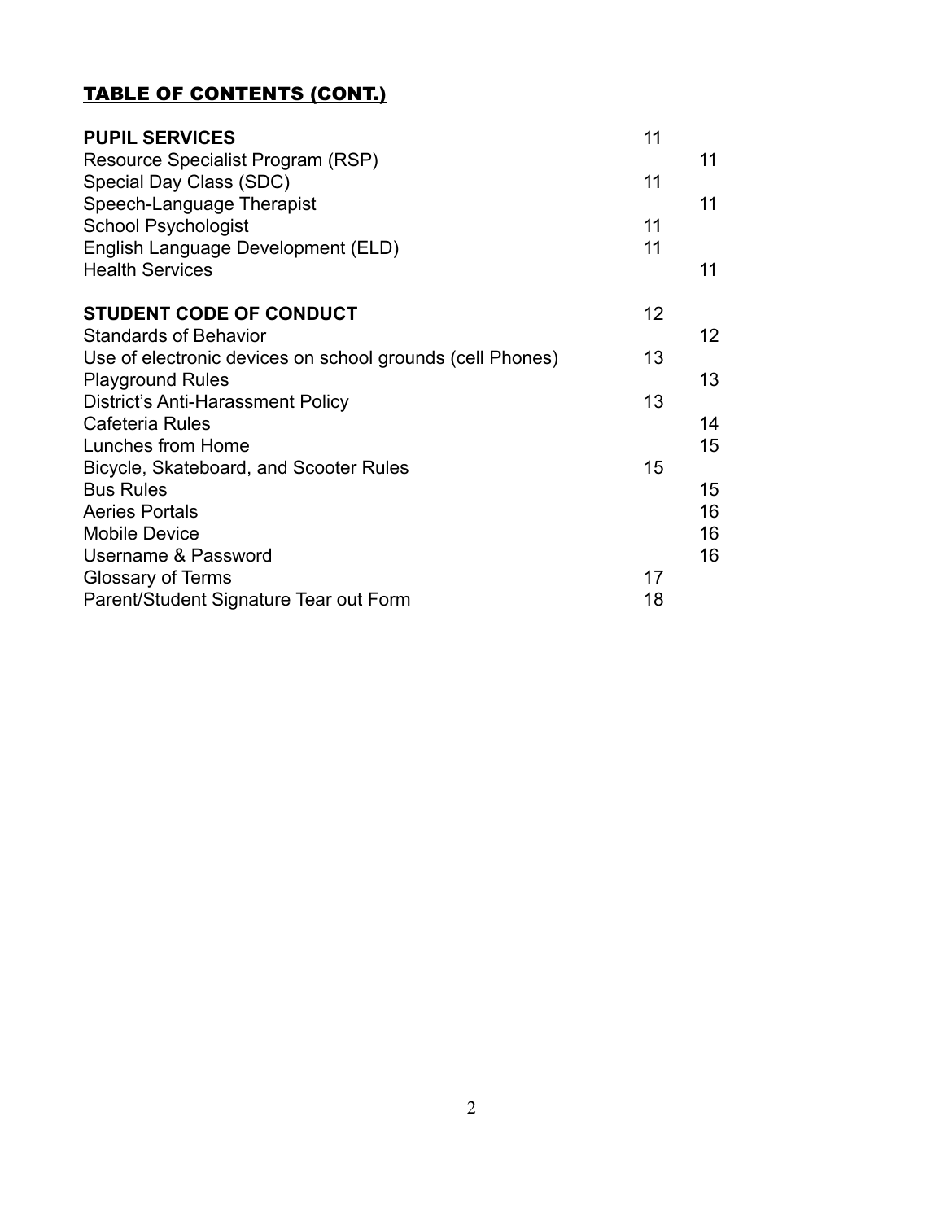## TABLE OF CONTENTS (CONT.)

| | |
|---|---|
| **PUPIL SERVICES** | 11 |
| Resource Specialist Program (RSP) | 11 |
| Special Day Class (SDC) | 11 |
| Speech-Language Therapist | 11 |
| School Psychologist | 11 |
| English Language Development (ELD) | 11 |
| Health Services | 11 |
| **STUDENT CODE OF CONDUCT** | 12 |
| Standards of Behavior | 12 |
| Use of electronic devices on school grounds (cell Phones) | 13 |
| Playground Rules | 13 |
| District's Anti-Harassment Policy | 13 |
| Cafeteria Rules | 14 |
| Lunches from Home | 15 |
| Bicycle, Skateboard, and Scooter Rules | 15 |
| Bus Rules | 15 |
| Aeries Portals | 16 |
| Mobile Device | 16 |
| Username & Password | 16 |
| Glossary of Terms | 17 |
| Parent/Student Signature Tear out Form | 18 |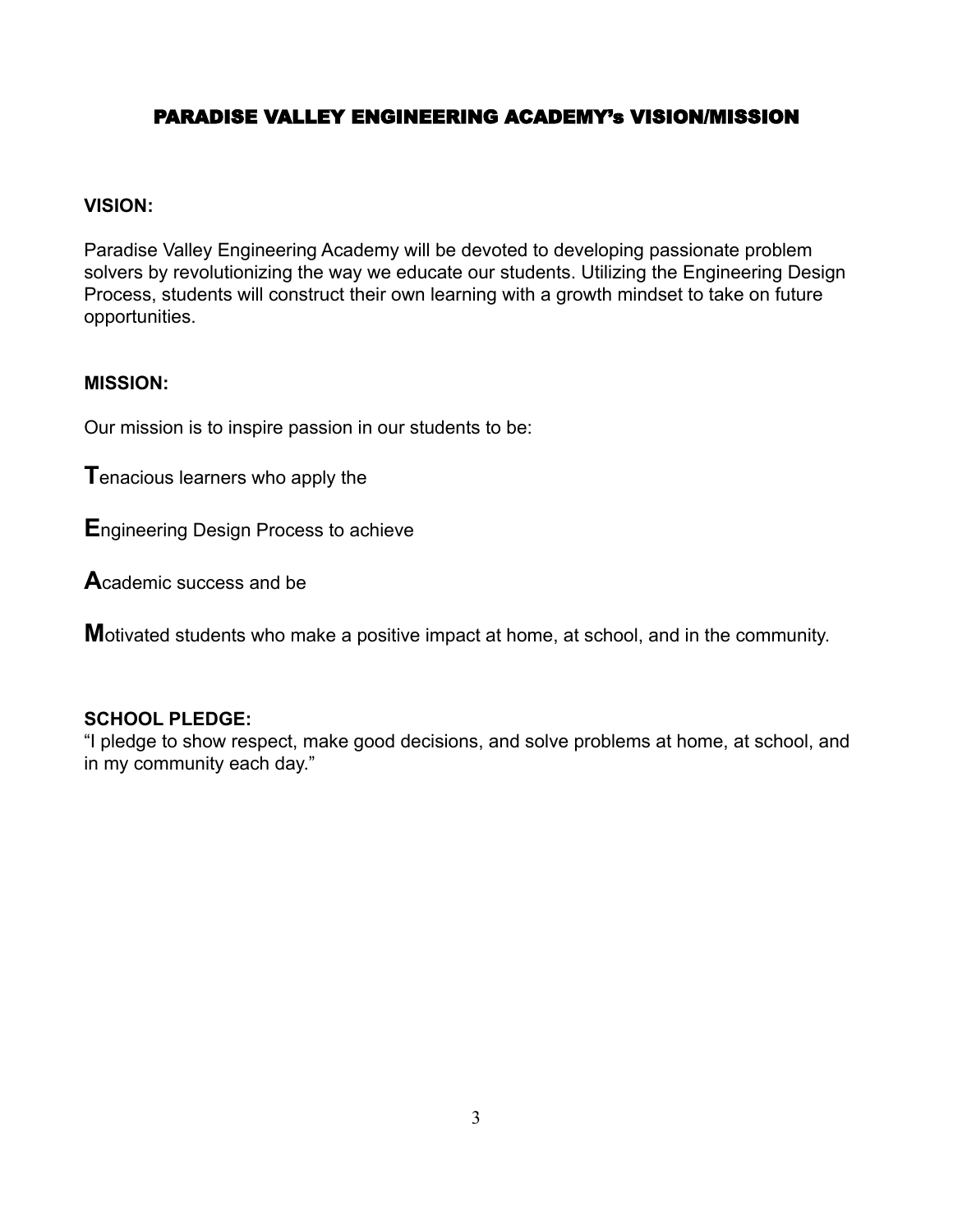# PARADISE VALLEY ENGINEERING ACADEMY's VISION/MISSION

**VISION:**

Paradise Valley Engineering Academy will be devoted to developing passionate problem solvers by revolutionizing the way we educate our students. Utilizing the Engineering Design Process, students will construct their own learning with a growth mindset to take on future opportunities.

**MISSION:**

Our mission is to inspire passion in our students to be:

**T**enacious learners who apply the

**E**ngineering Design Process to achieve

**A**cademic success and be

**M**otivated students who make a positive impact at home, at school, and in the community.

**SCHOOL PLEDGE:**
"I pledge to show respect, make good decisions, and solve problems at home, at school, and in my community each day."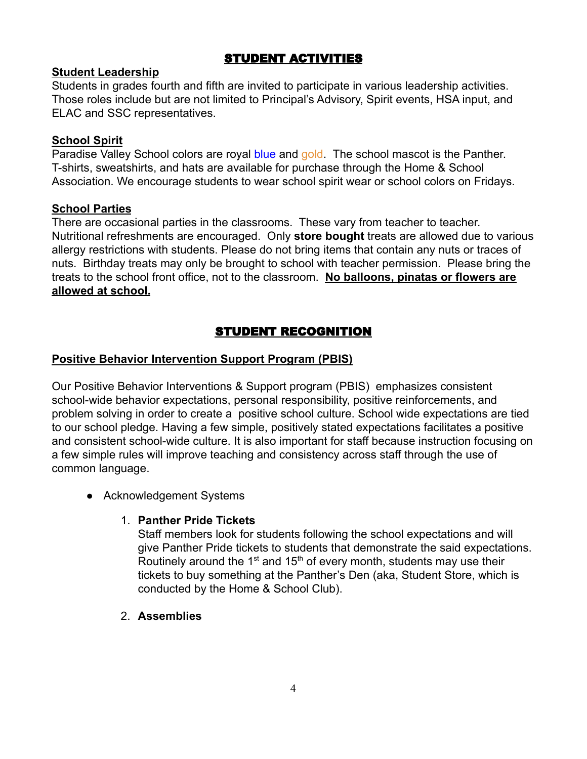## STUDENT ACTIVITIES

### Student Leadership

Students in grades fourth and fifth are invited to participate in various leadership activities. Those roles include but are not limited to Principal's Advisory, Spirit events, HSA input, and ELAC and SSC representatives.

### School Spirit

Paradise Valley School colors are royal blue and gold. The school mascot is the Panther. T-shirts, sweatshirts, and hats are available for purchase through the Home & School Association. We encourage students to wear school spirit wear or school colors on Fridays.

### School Parties

There are occasional parties in the classrooms. These vary from teacher to teacher. Nutritional refreshments are encouraged. Only **store bought** treats are allowed due to various allergy restrictions with students. Please do not bring items that contain any nuts or traces of nuts. Birthday treats may only be brought to school with teacher permission. Please bring the treats to the school front office, not to the classroom. **No balloons, pinatas or flowers are allowed at school.**

## STUDENT RECOGNITION

### Positive Behavior Intervention Support Program (PBIS)

Our Positive Behavior Interventions & Support program (PBIS) emphasizes consistent school-wide behavior expectations, personal responsibility, positive reinforcements, and problem solving in order to create a positive school culture. School wide expectations are tied to our school pledge. Having a few simple, positively stated expectations facilitates a positive and consistent school-wide culture. It is also important for staff because instruction focusing on a few simple rules will improve teaching and consistency across staff through the use of common language.

- Acknowledgement Systems

    1. **Panther Pride Tickets**
       Staff members look for students following the school expectations and will give Panther Pride tickets to students that demonstrate the said expectations. Routinely around the 1st and 15th of every month, students may use their tickets to buy something at the Panther's Den (aka, Student Store, which is conducted by the Home & School Club).

    2. **Assemblies**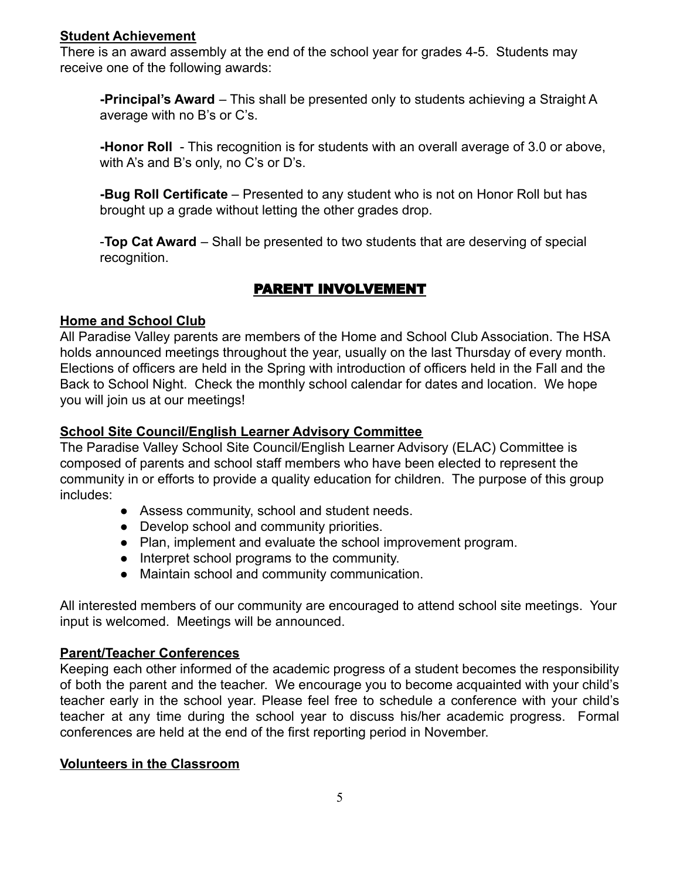**Student Achievement**

There is an award assembly at the end of the school year for grades 4-5. Students may receive one of the following awards:

> **-Principal's Award** – This shall be presented only to students achieving a Straight A average with no B's or C's.
>
> **-Honor Roll** - This recognition is for students with an overall average of 3.0 or above, with A's and B's only, no C's or D's.
>
> **-Bug Roll Certificate** – Presented to any student who is not on Honor Roll but has brought up a grade without letting the other grades drop.
>
> -**Top Cat Award** – Shall be presented to two students that are deserving of special recognition.

## PARENT INVOLVEMENT

**Home and School Club**

All Paradise Valley parents are members of the Home and School Club Association. The HSA holds announced meetings throughout the year, usually on the last Thursday of every month. Elections of officers are held in the Spring with introduction of officers held in the Fall and the Back to School Night. Check the monthly school calendar for dates and location. We hope you will join us at our meetings!

**School Site Council/English Learner Advisory Committee**

The Paradise Valley School Site Council/English Learner Advisory (ELAC) Committee is composed of parents and school staff members who have been elected to represent the community in or efforts to provide a quality education for children. The purpose of this group includes:

- Assess community, school and student needs.
- Develop school and community priorities.
- Plan, implement and evaluate the school improvement program.
- Interpret school programs to the community.
- Maintain school and community communication.

All interested members of our community are encouraged to attend school site meetings. Your input is welcomed. Meetings will be announced.

**Parent/Teacher Conferences**

Keeping each other informed of the academic progress of a student becomes the responsibility of both the parent and the teacher. We encourage you to become acquainted with your child's teacher early in the school year. Please feel free to schedule a conference with your child's teacher at any time during the school year to discuss his/her academic progress. Formal conferences are held at the end of the first reporting period in November.

**Volunteers in the Classroom**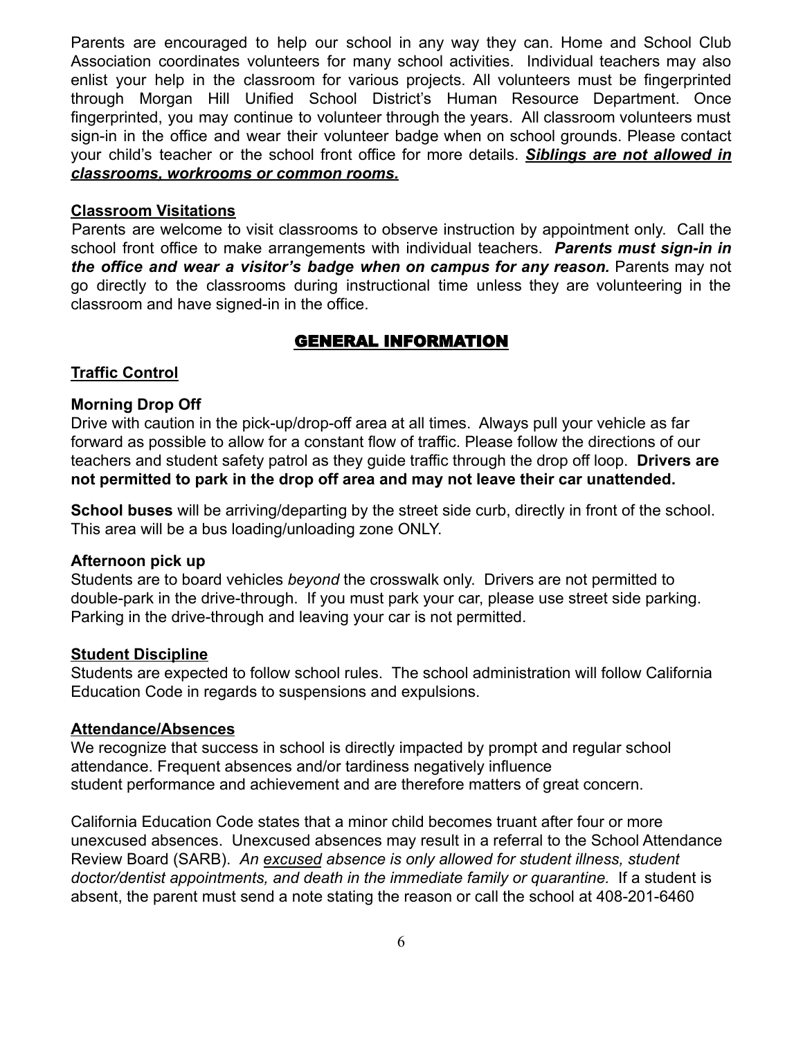Parents are encouraged to help our school in any way they can. Home and School Club Association coordinates volunteers for many school activities. Individual teachers may also enlist your help in the classroom for various projects. All volunteers must be fingerprinted through Morgan Hill Unified School District's Human Resource Department. Once fingerprinted, you may continue to volunteer through the years. All classroom volunteers must sign-in in the office and wear their volunteer badge when on school grounds. Please contact your child's teacher or the school front office for more details. ***Siblings are not allowed in classrooms, workrooms or common rooms.***

### Classroom Visitations

Parents are welcome to visit classrooms to observe instruction by appointment only. Call the school front office to make arrangements with individual teachers. ***Parents must sign-in in the office and wear a visitor's badge when on campus for any reason.*** Parents may not go directly to the classrooms during instructional time unless they are volunteering in the classroom and have signed-in in the office.

## GENERAL INFORMATION

### Traffic Control

**Morning Drop Off**

Drive with caution in the pick-up/drop-off area at all times. Always pull your vehicle as far forward as possible to allow for a constant flow of traffic. Please follow the directions of our teachers and student safety patrol as they guide traffic through the drop off loop. **Drivers are not permitted to park in the drop off area and may not leave their car unattended.**

**School buses** will be arriving/departing by the street side curb, directly in front of the school. This area will be a bus loading/unloading zone ONLY.

**Afternoon pick up**

Students are to board vehicles *beyond* the crosswalk only. Drivers are not permitted to double-park in the drive-through. If you must park your car, please use street side parking. Parking in the drive-through and leaving your car is not permitted.

### Student Discipline

Students are expected to follow school rules. The school administration will follow California Education Code in regards to suspensions and expulsions.

### Attendance/Absences

We recognize that success in school is directly impacted by prompt and regular school attendance. Frequent absences and/or tardiness negatively influence student performance and achievement and are therefore matters of great concern.

California Education Code states that a minor child becomes truant after four or more unexcused absences. Unexcused absences may result in a referral to the School Attendance Review Board (SARB). *An excused absence is only allowed for student illness, student doctor/dentist appointments, and death in the immediate family or quarantine.* If a student is absent, the parent must send a note stating the reason or call the school at 408-201-6460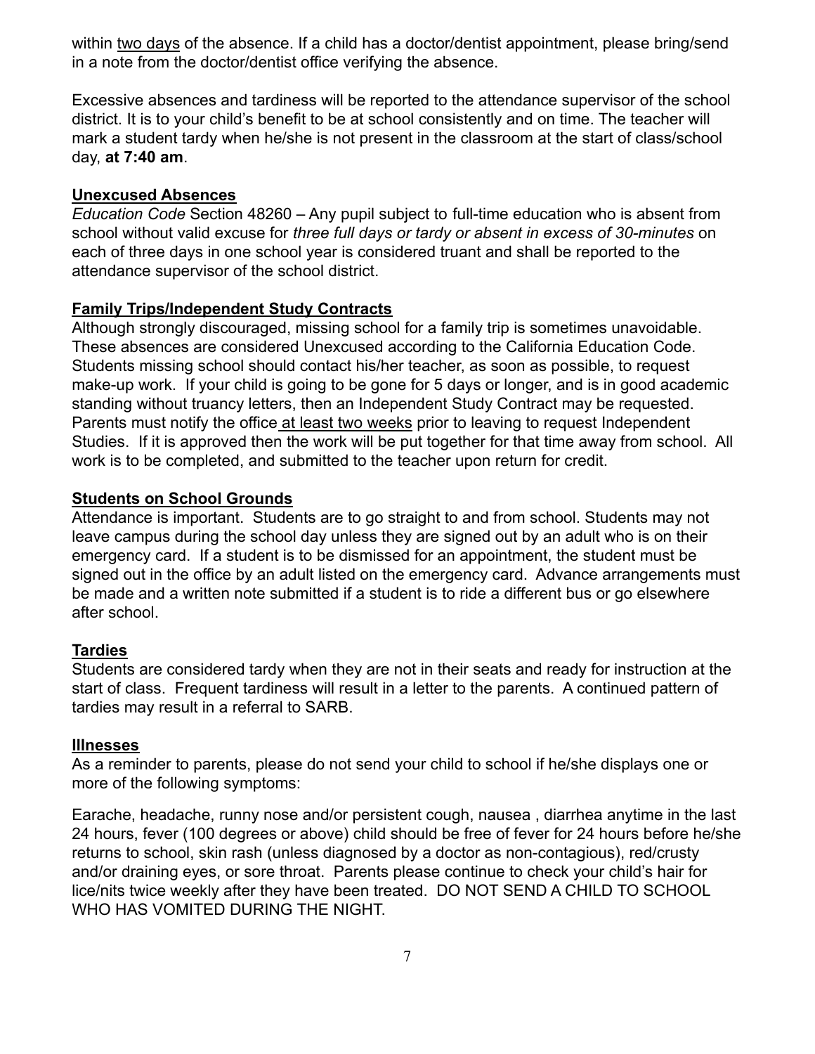within <u>two days</u> of the absence. If a child has a doctor/dentist appointment, please bring/send in a note from the doctor/dentist office verifying the absence.

Excessive absences and tardiness will be reported to the attendance supervisor of the school district. It is to your child's benefit to be at school consistently and on time. The teacher will mark a student tardy when he/she is not present in the classroom at the start of class/school day, **at 7:40 am**.

## <u>Unexcused Absences</u>

*Education Code* Section 48260 – Any pupil subject to full-time education who is absent from school without valid excuse for *three full days or tardy or absent in excess of 30-minutes* on each of three days in one school year is considered truant and shall be reported to the attendance supervisor of the school district.

## <u>Family Trips/Independent Study Contracts</u>

Although strongly discouraged, missing school for a family trip is sometimes unavoidable. These absences are considered Unexcused according to the California Education Code. Students missing school should contact his/her teacher, as soon as possible, to request make-up work. If your child is going to be gone for 5 days or longer, and is in good academic standing without truancy letters, then an Independent Study Contract may be requested. Parents must notify the office <u>at least two weeks</u> prior to leaving to request Independent Studies. If it is approved then the work will be put together for that time away from school. All work is to be completed, and submitted to the teacher upon return for credit.

## <u>Students on School Grounds</u>

Attendance is important. Students are to go straight to and from school. Students may not leave campus during the school day unless they are signed out by an adult who is on their emergency card. If a student is to be dismissed for an appointment, the student must be signed out in the office by an adult listed on the emergency card. Advance arrangements must be made and a written note submitted if a student is to ride a different bus or go elsewhere after school.

## <u>Tardies</u>

Students are considered tardy when they are not in their seats and ready for instruction at the start of class. Frequent tardiness will result in a letter to the parents. A continued pattern of tardies may result in a referral to SARB.

## <u>Illnesses</u>

As a reminder to parents, please do not send your child to school if he/she displays one or more of the following symptoms:

Earache, headache, runny nose and/or persistent cough, nausea , diarrhea anytime in the last 24 hours, fever (100 degrees or above) child should be free of fever for 24 hours before he/she returns to school, skin rash (unless diagnosed by a doctor as non-contagious), red/crusty and/or draining eyes, or sore throat. Parents please continue to check your child's hair for lice/nits twice weekly after they have been treated. DO NOT SEND A CHILD TO SCHOOL WHO HAS VOMITED DURING THE NIGHT.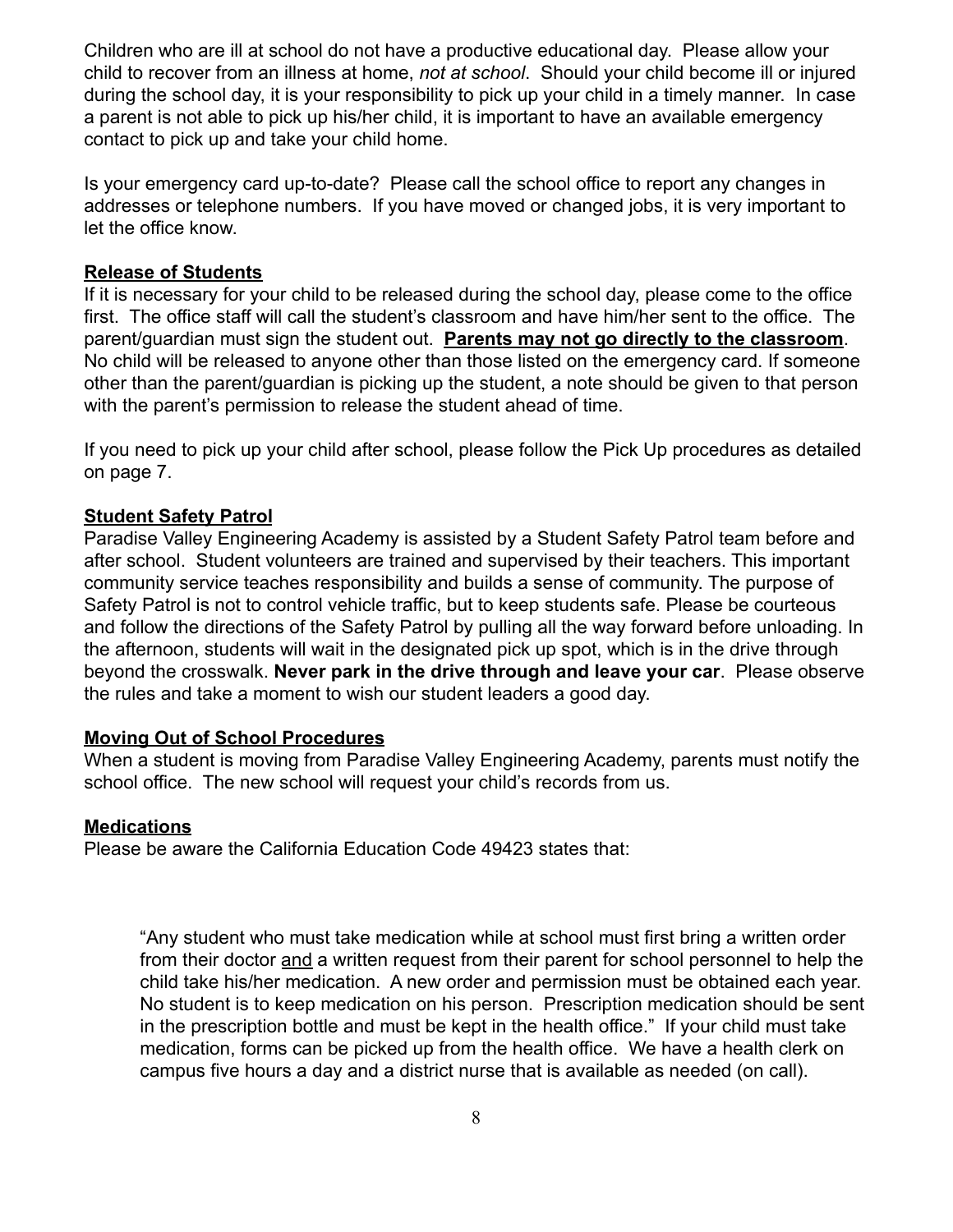Children who are ill at school do not have a productive educational day. Please allow your child to recover from an illness at home, *not at school*. Should your child become ill or injured during the school day, it is your responsibility to pick up your child in a timely manner. In case a parent is not able to pick up his/her child, it is important to have an available emergency contact to pick up and take your child home.

Is your emergency card up-to-date? Please call the school office to report any changes in addresses or telephone numbers. If you have moved or changed jobs, it is very important to let the office know.

### Release of Students

If it is necessary for your child to be released during the school day, please come to the office first. The office staff will call the student's classroom and have him/her sent to the office. The parent/guardian must sign the student out. **Parents may not go directly to the classroom**. No child will be released to anyone other than those listed on the emergency card. If someone other than the parent/guardian is picking up the student, a note should be given to that person with the parent's permission to release the student ahead of time.

If you need to pick up your child after school, please follow the Pick Up procedures as detailed on page 7.

### Student Safety Patrol

Paradise Valley Engineering Academy is assisted by a Student Safety Patrol team before and after school. Student volunteers are trained and supervised by their teachers. This important community service teaches responsibility and builds a sense of community. The purpose of Safety Patrol is not to control vehicle traffic, but to keep students safe. Please be courteous and follow the directions of the Safety Patrol by pulling all the way forward before unloading. In the afternoon, students will wait in the designated pick up spot, which is in the drive through beyond the crosswalk. **Never park in the drive through and leave your car**. Please observe the rules and take a moment to wish our student leaders a good day.

### Moving Out of School Procedures

When a student is moving from Paradise Valley Engineering Academy, parents must notify the school office. The new school will request your child's records from us.

### Medications

Please be aware the California Education Code 49423 states that:

> "Any student who must take medication while at school must first bring a written order from their doctor and a written request from their parent for school personnel to help the child take his/her medication. A new order and permission must be obtained each year. No student is to keep medication on his person. Prescription medication should be sent in the prescription bottle and must be kept in the health office." If your child must take medication, forms can be picked up from the health office. We have a health clerk on campus five hours a day and a district nurse that is available as needed (on call).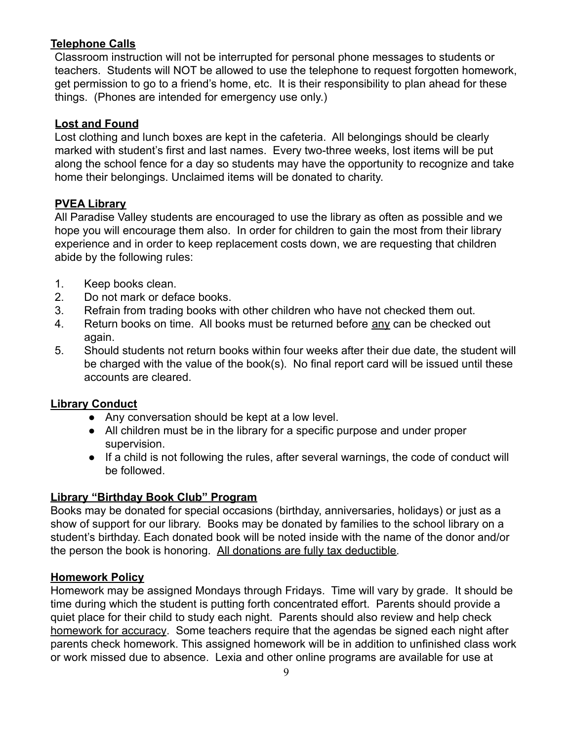## Telephone Calls

Classroom instruction will not be interrupted for personal phone messages to students or teachers. Students will NOT be allowed to use the telephone to request forgotten homework, get permission to go to a friend's home, etc. It is their responsibility to plan ahead for these things. (Phones are intended for emergency use only.)

## Lost and Found

Lost clothing and lunch boxes are kept in the cafeteria. All belongings should be clearly marked with student's first and last names. Every two-three weeks, lost items will be put along the school fence for a day so students may have the opportunity to recognize and take home their belongings. Unclaimed items will be donated to charity.

## PVEA Library

All Paradise Valley students are encouraged to use the library as often as possible and we hope you will encourage them also. In order for children to gain the most from their library experience and in order to keep replacement costs down, we are requesting that children abide by the following rules:

1. Keep books clean.
2. Do not mark or deface books.
3. Refrain from trading books with other children who have not checked them out.
4. Return books on time. All books must be returned before <u>any</u> can be checked out again.
5. Should students not return books within four weeks after their due date, the student will be charged with the value of the book(s). No final report card will be issued until these accounts are cleared.

## Library Conduct

- Any conversation should be kept at a low level.
- All children must be in the library for a specific purpose and under proper supervision.
- If a child is not following the rules, after several warnings, the code of conduct will be followed.

## Library "Birthday Book Club" Program

Books may be donated for special occasions (birthday, anniversaries, holidays) or just as a show of support for our library. Books may be donated by families to the school library on a student's birthday. Each donated book will be noted inside with the name of the donor and/or the person the book is honoring. <u>All donations are fully tax deductible</u>.

## Homework Policy

Homework may be assigned Mondays through Fridays. Time will vary by grade. It should be time during which the student is putting forth concentrated effort. Parents should provide a quiet place for their child to study each night. Parents should also review and help check <u>homework for accuracy</u>. Some teachers require that the agendas be signed each night after parents check homework. This assigned homework will be in addition to unfinished class work or work missed due to absence. Lexia and other online programs are available for use at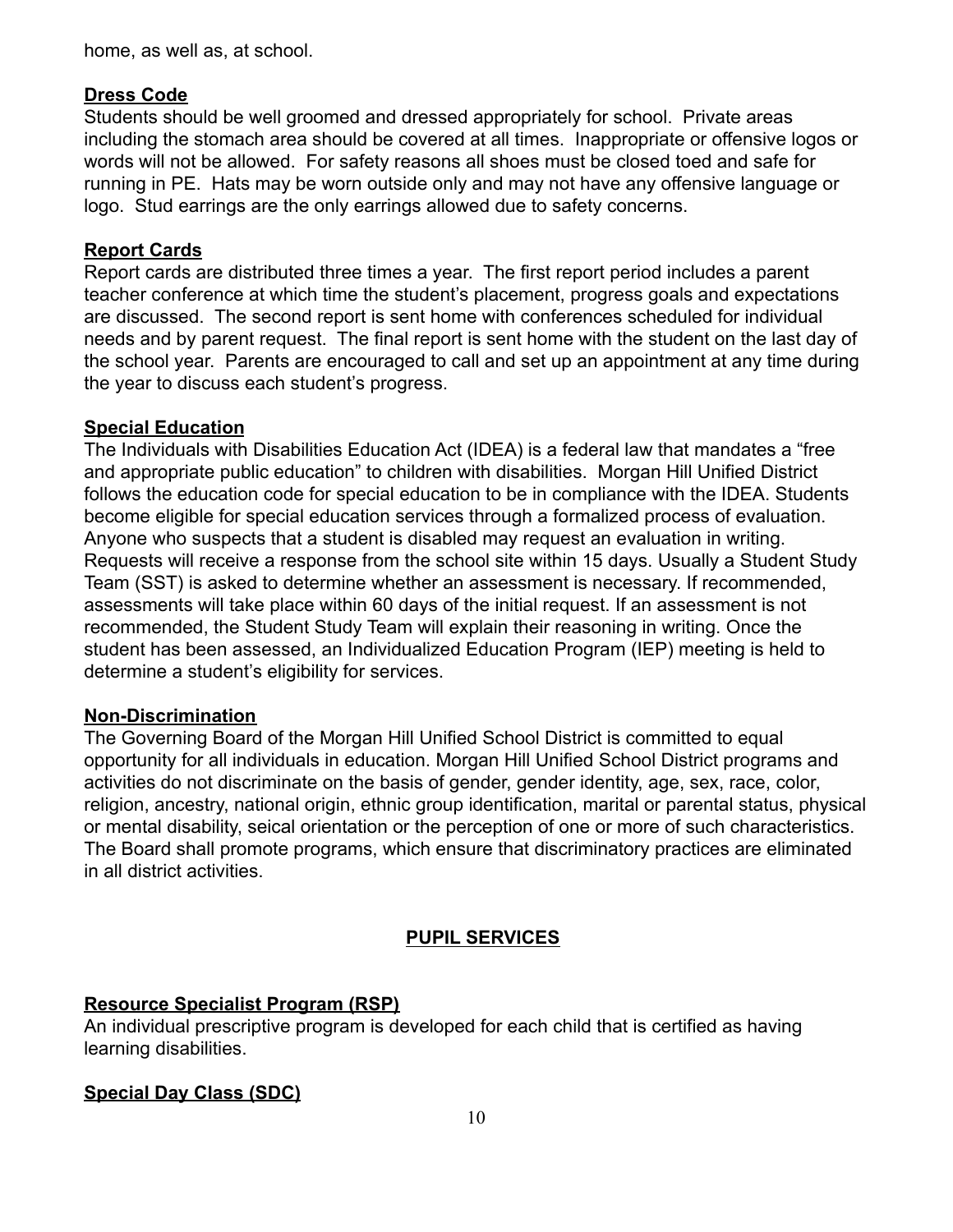home, as well as, at school.

**Dress Code**

Students should be well groomed and dressed appropriately for school. Private areas including the stomach area should be covered at all times. Inappropriate or offensive logos or words will not be allowed. For safety reasons all shoes must be closed toed and safe for running in PE. Hats may be worn outside only and may not have any offensive language or logo. Stud earrings are the only earrings allowed due to safety concerns.

**Report Cards**

Report cards are distributed three times a year. The first report period includes a parent teacher conference at which time the student's placement, progress goals and expectations are discussed. The second report is sent home with conferences scheduled for individual needs and by parent request. The final report is sent home with the student on the last day of the school year. Parents are encouraged to call and set up an appointment at any time during the year to discuss each student's progress.

**Special Education**

The Individuals with Disabilities Education Act (IDEA) is a federal law that mandates a "free and appropriate public education" to children with disabilities. Morgan Hill Unified District follows the education code for special education to be in compliance with the IDEA. Students become eligible for special education services through a formalized process of evaluation. Anyone who suspects that a student is disabled may request an evaluation in writing. Requests will receive a response from the school site within 15 days. Usually a Student Study Team (SST) is asked to determine whether an assessment is necessary. If recommended, assessments will take place within 60 days of the initial request. If an assessment is not recommended, the Student Study Team will explain their reasoning in writing. Once the student has been assessed, an Individualized Education Program (IEP) meeting is held to determine a student's eligibility for services.

**Non-Discrimination**

The Governing Board of the Morgan Hill Unified School District is committed to equal opportunity for all individuals in education. Morgan Hill Unified School District programs and activities do not discriminate on the basis of gender, gender identity, age, sex, race, color, religion, ancestry, national origin, ethnic group identification, marital or parental status, physical or mental disability, seical orientation or the perception of one or more of such characteristics. The Board shall promote programs, which ensure that discriminatory practices are eliminated in all district activities.

## PUPIL SERVICES

**Resource Specialist Program (RSP)**

An individual prescriptive program is developed for each child that is certified as having learning disabilities.

**Special Day Class (SDC)**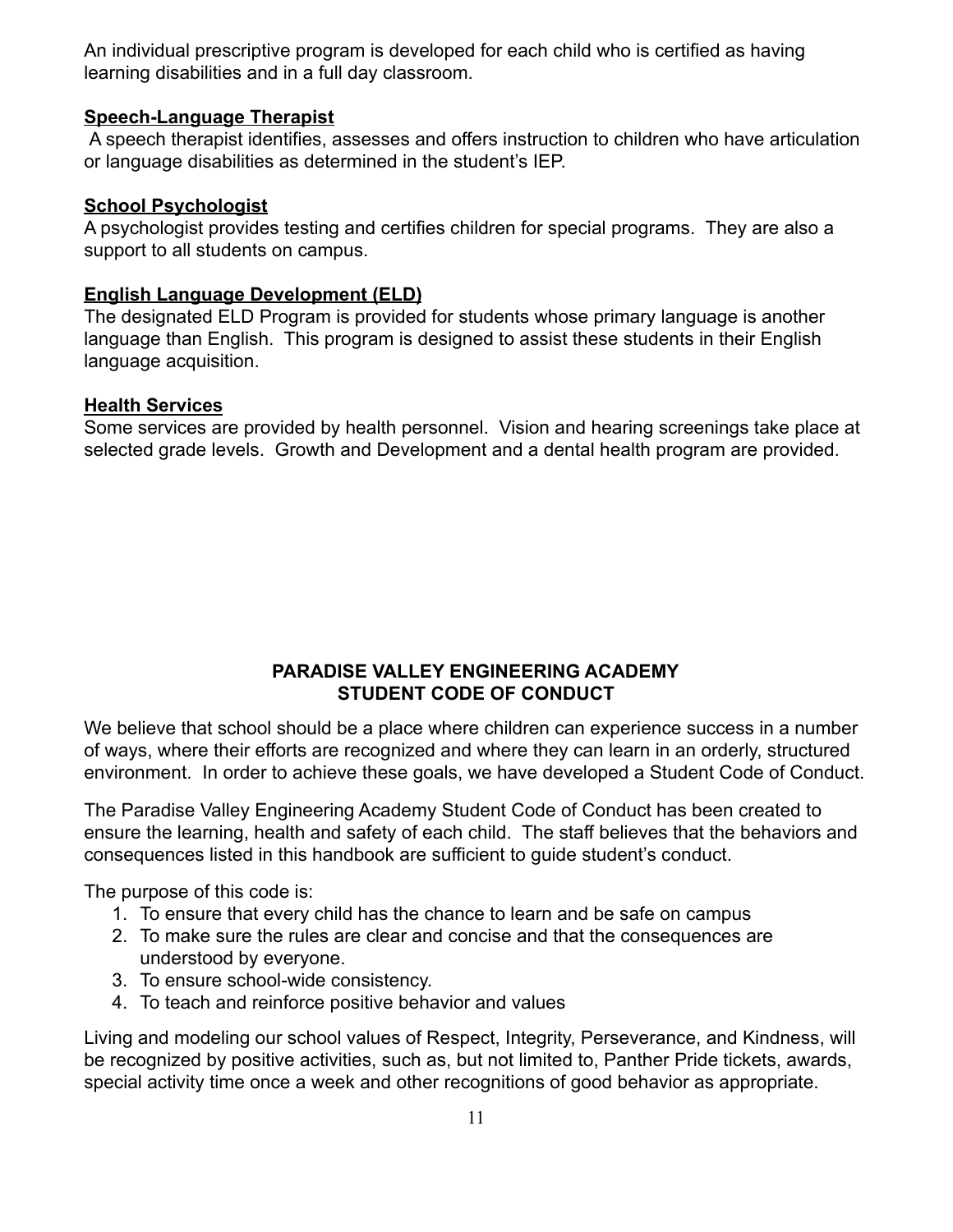An individual prescriptive program is developed for each child who is certified as having learning disabilities and in a full day classroom.

**Speech-Language Therapist**

A speech therapist identifies, assesses and offers instruction to children who have articulation or language disabilities as determined in the student's IEP.

**School Psychologist**

A psychologist provides testing and certifies children for special programs. They are also a support to all students on campus.

**English Language Development (ELD)**

The designated ELD Program is provided for students whose primary language is another language than English. This program is designed to assist these students in their English language acquisition.

**Health Services**

Some services are provided by health personnel. Vision and hearing screenings take place at selected grade levels. Growth and Development and a dental health program are provided.

## PARADISE VALLEY ENGINEERING ACADEMY STUDENT CODE OF CONDUCT

We believe that school should be a place where children can experience success in a number of ways, where their efforts are recognized and where they can learn in an orderly, structured environment. In order to achieve these goals, we have developed a Student Code of Conduct.

The Paradise Valley Engineering Academy Student Code of Conduct has been created to ensure the learning, health and safety of each child. The staff believes that the behaviors and consequences listed in this handbook are sufficient to guide student's conduct.

The purpose of this code is:

1. To ensure that every child has the chance to learn and be safe on campus
2. To make sure the rules are clear and concise and that the consequences are understood by everyone.
3. To ensure school-wide consistency.
4. To teach and reinforce positive behavior and values

Living and modeling our school values of Respect, Integrity, Perseverance, and Kindness, will be recognized by positive activities, such as, but not limited to, Panther Pride tickets, awards, special activity time once a week and other recognitions of good behavior as appropriate.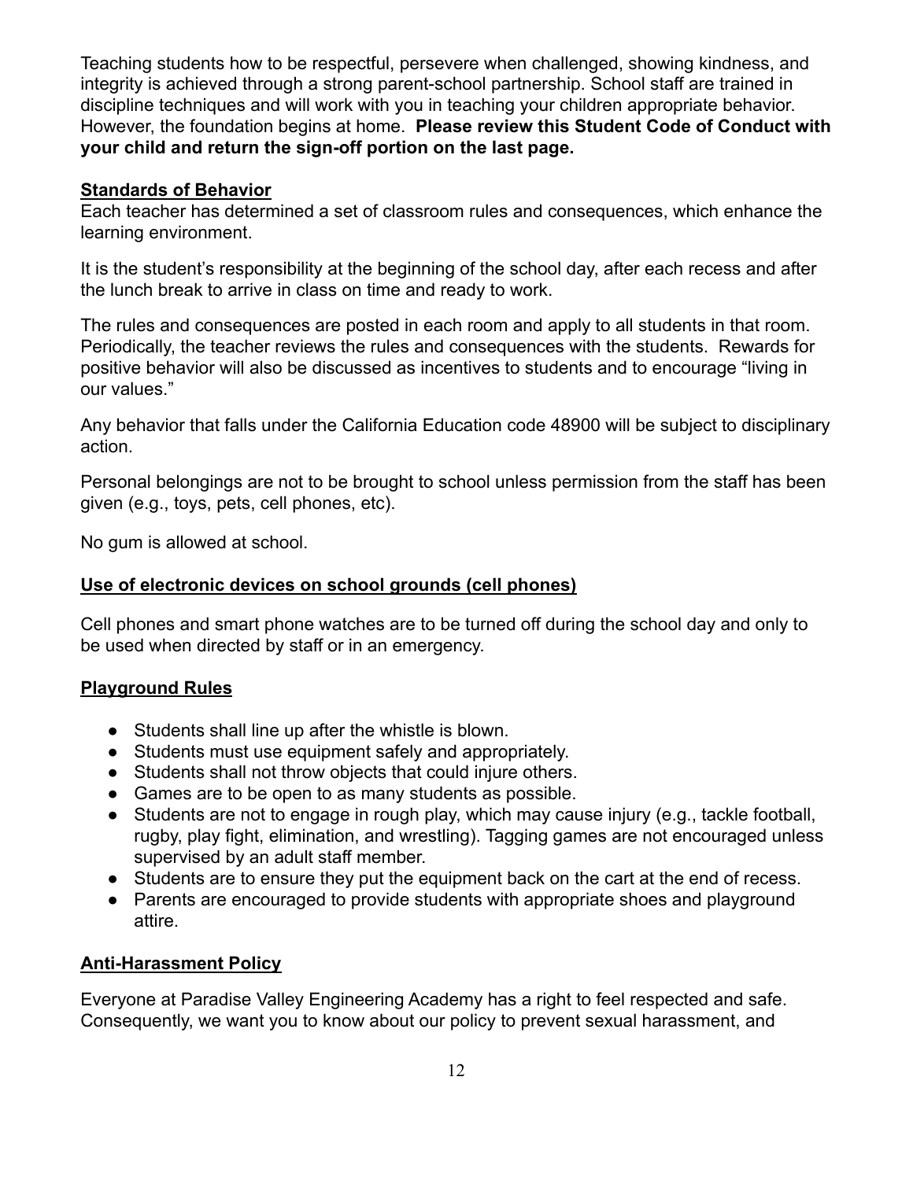Teaching students how to be respectful, persevere when challenged, showing kindness, and integrity is achieved through a strong parent-school partnership. School staff are trained in discipline techniques and will work with you in teaching your children appropriate behavior. However, the foundation begins at home. **Please review this Student Code of Conduct with your child and return the sign-off portion on the last page.**

## Standards of Behavior

Each teacher has determined a set of classroom rules and consequences, which enhance the learning environment.

It is the student's responsibility at the beginning of the school day, after each recess and after the lunch break to arrive in class on time and ready to work.

The rules and consequences are posted in each room and apply to all students in that room. Periodically, the teacher reviews the rules and consequences with the students. Rewards for positive behavior will also be discussed as incentives to students and to encourage "living in our values."

Any behavior that falls under the California Education code 48900 will be subject to disciplinary action.

Personal belongings are not to be brought to school unless permission from the staff has been given (e.g., toys, pets, cell phones, etc).

No gum is allowed at school.

## Use of electronic devices on school grounds (cell phones)

Cell phones and smart phone watches are to be turned off during the school day and only to be used when directed by staff or in an emergency.

## Playground Rules

- Students shall line up after the whistle is blown.
- Students must use equipment safely and appropriately.
- Students shall not throw objects that could injure others.
- Games are to be open to as many students as possible.
- Students are not to engage in rough play, which may cause injury (e.g., tackle football, rugby, play fight, elimination, and wrestling). Tagging games are not encouraged unless supervised by an adult staff member.
- Students are to ensure they put the equipment back on the cart at the end of recess.
- Parents are encouraged to provide students with appropriate shoes and playground attire.

## Anti-Harassment Policy

Everyone at Paradise Valley Engineering Academy has a right to feel respected and safe. Consequently, we want you to know about our policy to prevent sexual harassment, and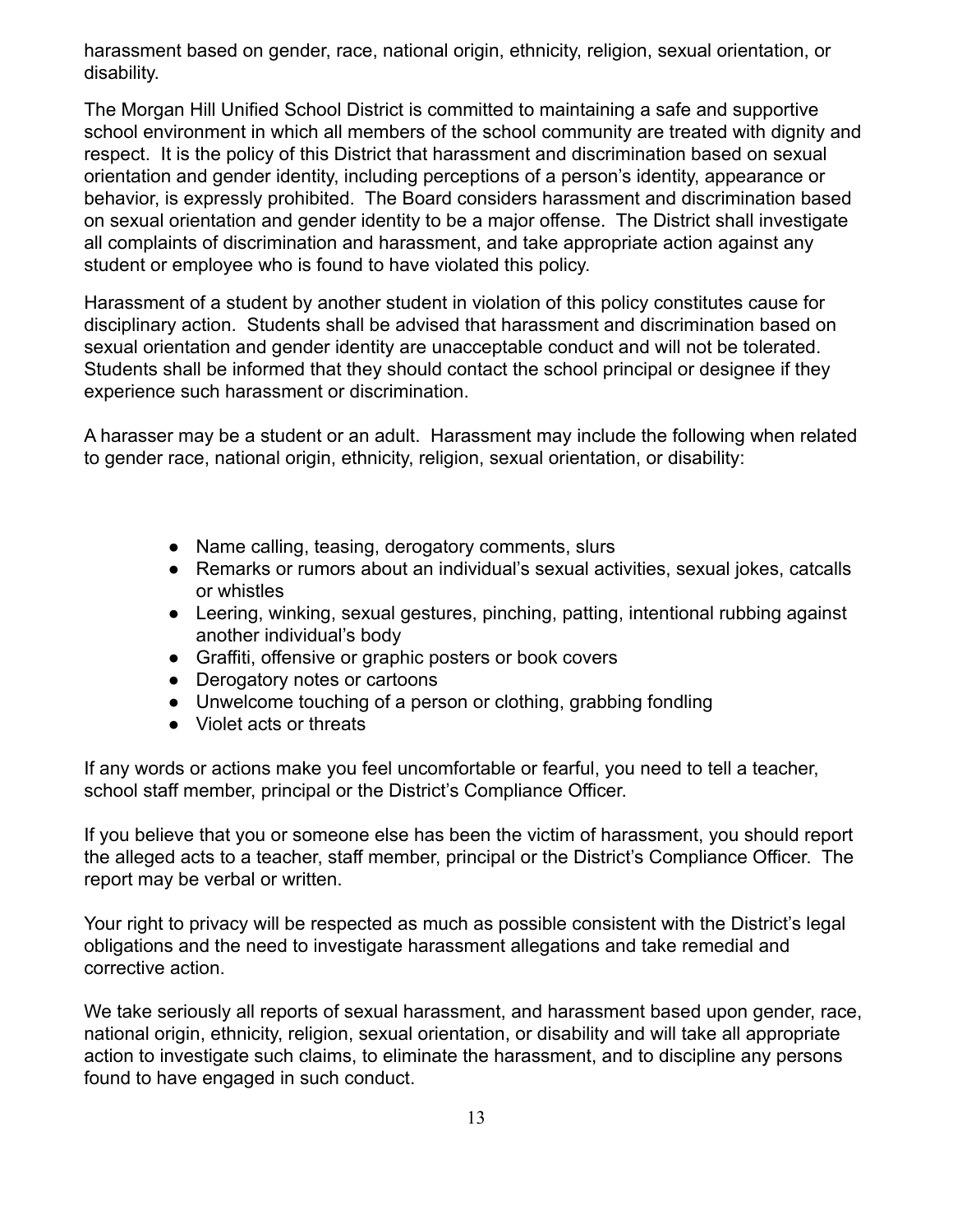harassment based on gender, race, national origin, ethnicity, religion, sexual orientation, or disability.

The Morgan Hill Unified School District is committed to maintaining a safe and supportive school environment in which all members of the school community are treated with dignity and respect. It is the policy of this District that harassment and discrimination based on sexual orientation and gender identity, including perceptions of a person's identity, appearance or behavior, is expressly prohibited. The Board considers harassment and discrimination based on sexual orientation and gender identity to be a major offense. The District shall investigate all complaints of discrimination and harassment, and take appropriate action against any student or employee who is found to have violated this policy.

Harassment of a student by another student in violation of this policy constitutes cause for disciplinary action. Students shall be advised that harassment and discrimination based on sexual orientation and gender identity are unacceptable conduct and will not be tolerated. Students shall be informed that they should contact the school principal or designee if they experience such harassment or discrimination.

A harasser may be a student or an adult. Harassment may include the following when related to gender race, national origin, ethnicity, religion, sexual orientation, or disability:

- Name calling, teasing, derogatory comments, slurs
- Remarks or rumors about an individual's sexual activities, sexual jokes, catcalls or whistles
- Leering, winking, sexual gestures, pinching, patting, intentional rubbing against another individual's body
- Graffiti, offensive or graphic posters or book covers
- Derogatory notes or cartoons
- Unwelcome touching of a person or clothing, grabbing fondling
- Violet acts or threats

If any words or actions make you feel uncomfortable or fearful, you need to tell a teacher, school staff member, principal or the District's Compliance Officer.

If you believe that you or someone else has been the victim of harassment, you should report the alleged acts to a teacher, staff member, principal or the District's Compliance Officer. The report may be verbal or written.

Your right to privacy will be respected as much as possible consistent with the District's legal obligations and the need to investigate harassment allegations and take remedial and corrective action.

We take seriously all reports of sexual harassment, and harassment based upon gender, race, national origin, ethnicity, religion, sexual orientation, or disability and will take all appropriate action to investigate such claims, to eliminate the harassment, and to discipline any persons found to have engaged in such conduct.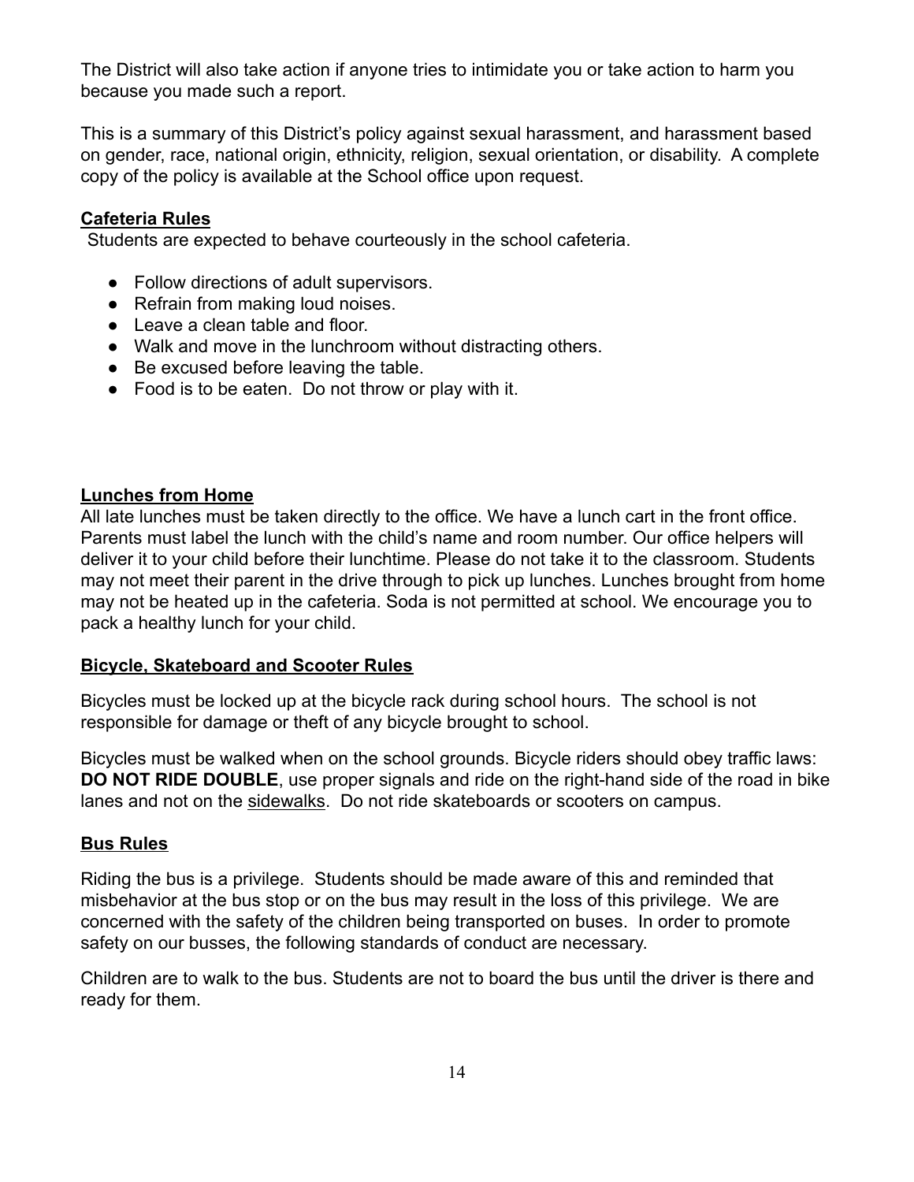The District will also take action if anyone tries to intimidate you or take action to harm you because you made such a report.

This is a summary of this District's policy against sexual harassment, and harassment based on gender, race, national origin, ethnicity, religion, sexual orientation, or disability. A complete copy of the policy is available at the School office upon request.

## **Cafeteria Rules**

Students are expected to behave courteously in the school cafeteria.

- Follow directions of adult supervisors.
- Refrain from making loud noises.
- Leave a clean table and floor.
- Walk and move in the lunchroom without distracting others.
- Be excused before leaving the table.
- Food is to be eaten. Do not throw or play with it.

## **Lunches from Home**

All late lunches must be taken directly to the office. We have a lunch cart in the front office. Parents must label the lunch with the child's name and room number. Our office helpers will deliver it to your child before their lunchtime. Please do not take it to the classroom. Students may not meet their parent in the drive through to pick up lunches. Lunches brought from home may not be heated up in the cafeteria. Soda is not permitted at school. We encourage you to pack a healthy lunch for your child.

## **Bicycle, Skateboard and Scooter Rules**

Bicycles must be locked up at the bicycle rack during school hours. The school is not responsible for damage or theft of any bicycle brought to school.

Bicycles must be walked when on the school grounds. Bicycle riders should obey traffic laws: **DO NOT RIDE DOUBLE**, use proper signals and ride on the right-hand side of the road in bike lanes and not on the sidewalks. Do not ride skateboards or scooters on campus.

## **Bus Rules**

Riding the bus is a privilege. Students should be made aware of this and reminded that misbehavior at the bus stop or on the bus may result in the loss of this privilege. We are concerned with the safety of the children being transported on buses. In order to promote safety on our busses, the following standards of conduct are necessary.

Children are to walk to the bus. Students are not to board the bus until the driver is there and ready for them.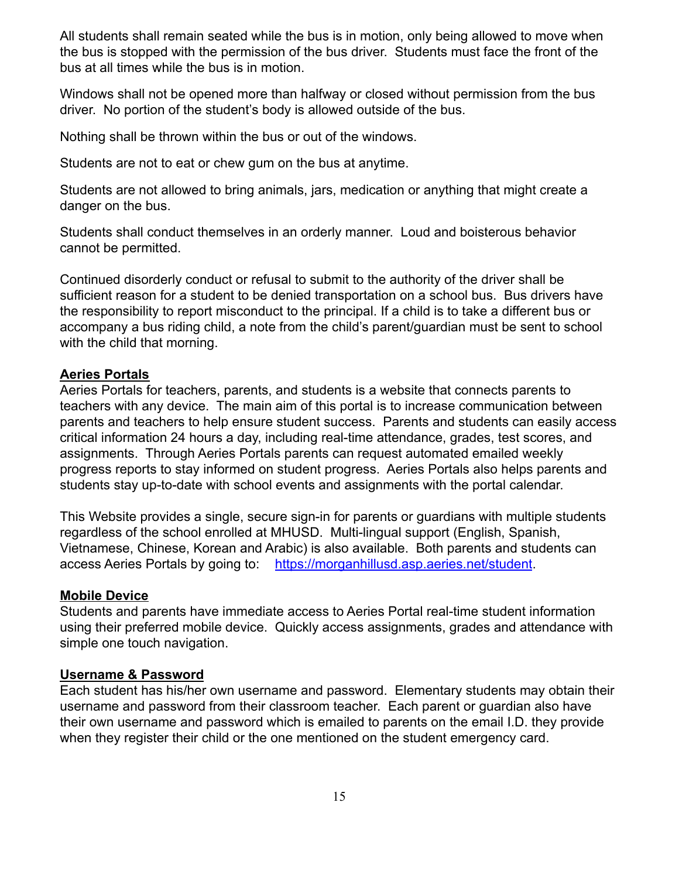All students shall remain seated while the bus is in motion, only being allowed to move when the bus is stopped with the permission of the bus driver. Students must face the front of the bus at all times while the bus is in motion.

Windows shall not be opened more than halfway or closed without permission from the bus driver. No portion of the student's body is allowed outside of the bus.

Nothing shall be thrown within the bus or out of the windows.

Students are not to eat or chew gum on the bus at anytime.

Students are not allowed to bring animals, jars, medication or anything that might create a danger on the bus.

Students shall conduct themselves in an orderly manner. Loud and boisterous behavior cannot be permitted.

Continued disorderly conduct or refusal to submit to the authority of the driver shall be sufficient reason for a student to be denied transportation on a school bus. Bus drivers have the responsibility to report misconduct to the principal. If a child is to take a different bus or accompany a bus riding child, a note from the child's parent/guardian must be sent to school with the child that morning.

**Aeries Portals**

Aeries Portals for teachers, parents, and students is a website that connects parents to teachers with any device. The main aim of this portal is to increase communication between parents and teachers to help ensure student success. Parents and students can easily access critical information 24 hours a day, including real-time attendance, grades, test scores, and assignments. Through Aeries Portals parents can request automated emailed weekly progress reports to stay informed on student progress. Aeries Portals also helps parents and students stay up-to-date with school events and assignments with the portal calendar.

This Website provides a single, secure sign-in for parents or guardians with multiple students regardless of the school enrolled at MHUSD. Multi-lingual support (English, Spanish, Vietnamese, Chinese, Korean and Arabic) is also available. Both parents and students can access Aeries Portals by going to: [https://morganhillusd.asp.aeries.net/student](https://morganhillusd.asp.aeries.net/student).

**Mobile Device**

Students and parents have immediate access to Aeries Portal real-time student information using their preferred mobile device. Quickly access assignments, grades and attendance with simple one touch navigation.

**Username & Password**

Each student has his/her own username and password. Elementary students may obtain their username and password from their classroom teacher. Each parent or guardian also have their own username and password which is emailed to parents on the email I.D. they provide when they register their child or the one mentioned on the student emergency card.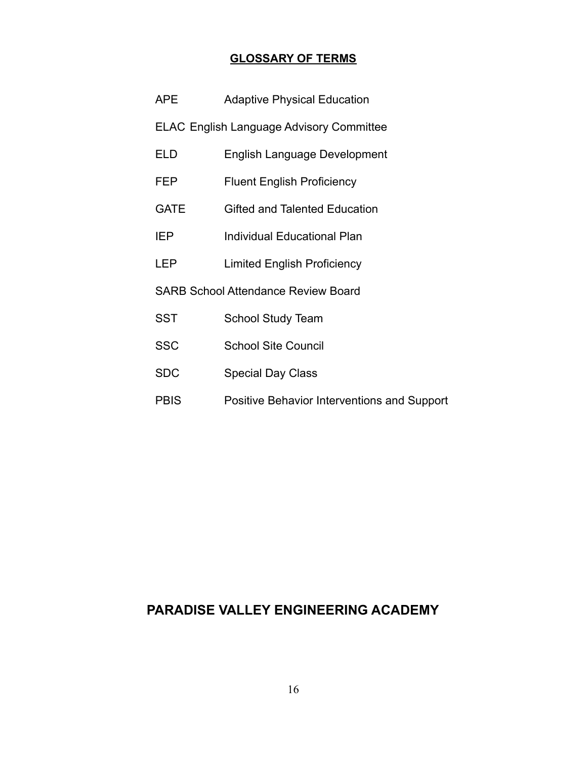## GLOSSARY OF TERMS

| | |
|---|---|
| APE | Adaptive Physical Education |
| ELAC | English Language Advisory Committee |
| ELD | English Language Development |
| FEP | Fluent English Proficiency |
| GATE | Gifted and Talented Education |
| IEP | Individual Educational Plan |
| LEP | Limited English Proficiency |
| SARB | School Attendance Review Board |
| SST | School Study Team |
| SSC | School Site Council |
| SDC | Special Day Class |
| PBIS | Positive Behavior Interventions and Support |

**PARADISE VALLEY ENGINEERING ACADEMY**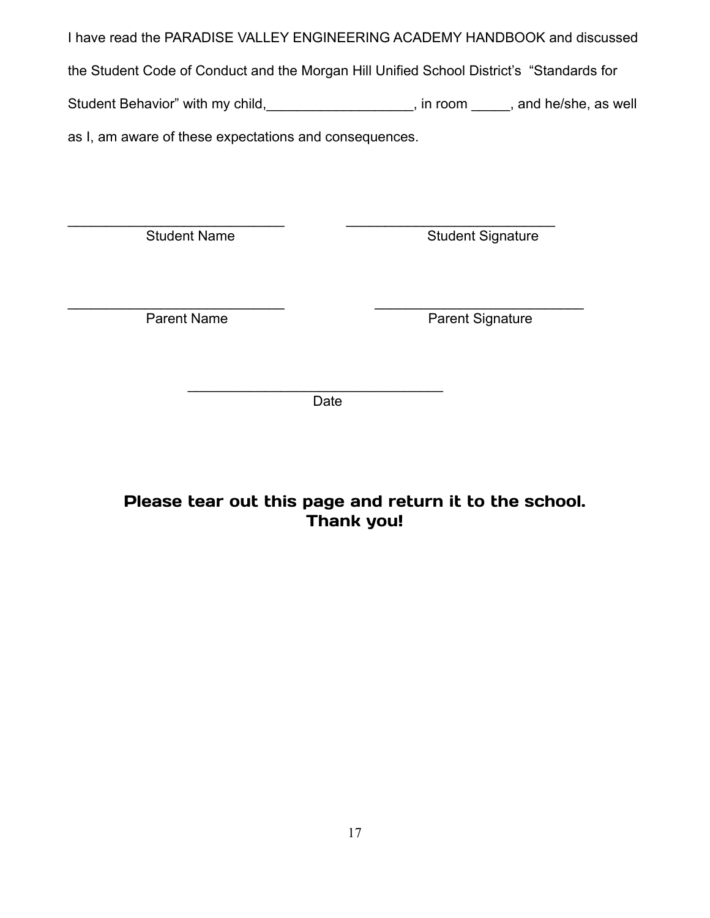I have read the PARADISE VALLEY ENGINEERING ACADEMY HANDBOOK and discussed the Student Code of Conduct and the Morgan Hill Unified School District's "Standards for Student Behavior" with my child,___________________, in room _____, and he/she, as well as I, am aware of these expectations and consequences.

___________________________ ___________________________
Student Name Student Signature

___________________________ ___________________________
Parent Name Parent Signature

________________________________
Date

**Please tear out this page and return it to the school.**
**Thank you!**